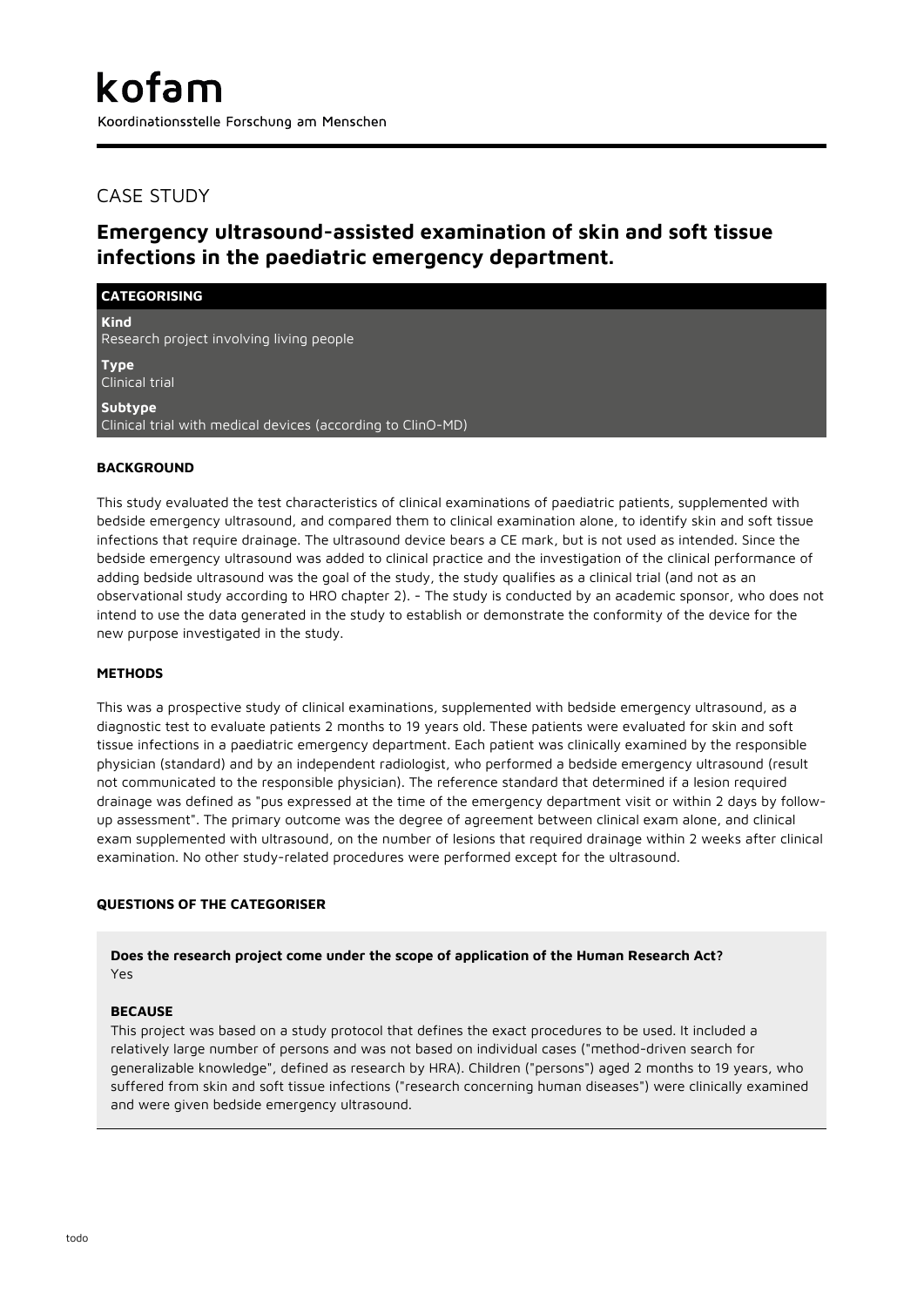# kofam

Koordinationsstelle Forschung am Menschen

## CASE STUDY

## Emergency ultrasound-assisted examination of skin and soft tissue infections in the paediatric emergency department.

### CATEGORISING

**Kind**
Research project involving living people

**Type**
Clinical trial

**Subtype**
Clinical trial with medical devices (according to ClinO-MD)

### BACKGROUND

This study evaluated the test characteristics of clinical examinations of paediatric patients, supplemented with bedside emergency ultrasound, and compared them to clinical examination alone, to identify skin and soft tissue infections that require drainage. The ultrasound device bears a CE mark, but is not used as intended. Since the bedside emergency ultrasound was added to clinical practice and the investigation of the clinical performance of adding bedside ultrasound was the goal of the study, the study qualifies as a clinical trial (and not as an observational study according to HRO chapter 2). - The study is conducted by an academic sponsor, who does not intend to use the data generated in the study to establish or demonstrate the conformity of the device for the new purpose investigated in the study.

### METHODS

This was a prospective study of clinical examinations, supplemented with bedside emergency ultrasound, as a diagnostic test to evaluate patients 2 months to 19 years old. These patients were evaluated for skin and soft tissue infections in a paediatric emergency department. Each patient was clinically examined by the responsible physician (standard) and by an independent radiologist, who performed a bedside emergency ultrasound (result not communicated to the responsible physician). The reference standard that determined if a lesion required drainage was defined as "pus expressed at the time of the emergency department visit or within 2 days by follow-up assessment". The primary outcome was the degree of agreement between clinical exam alone, and clinical exam supplemented with ultrasound, on the number of lesions that required drainage within 2 weeks after clinical examination. No other study-related procedures were performed except for the ultrasound.

### QUESTIONS OF THE CATEGORISER

**Does the research project come under the scope of application of the Human Research Act?**
Yes

**BECAUSE**
This project was based on a study protocol that defines the exact procedures to be used. It included a relatively large number of persons and was not based on individual cases ("method-driven search for generalizable knowledge", defined as research by HRA). Children ("persons") aged 2 months to 19 years, who suffered from skin and soft tissue infections ("research concerning human diseases") were clinically examined and were given bedside emergency ultrasound.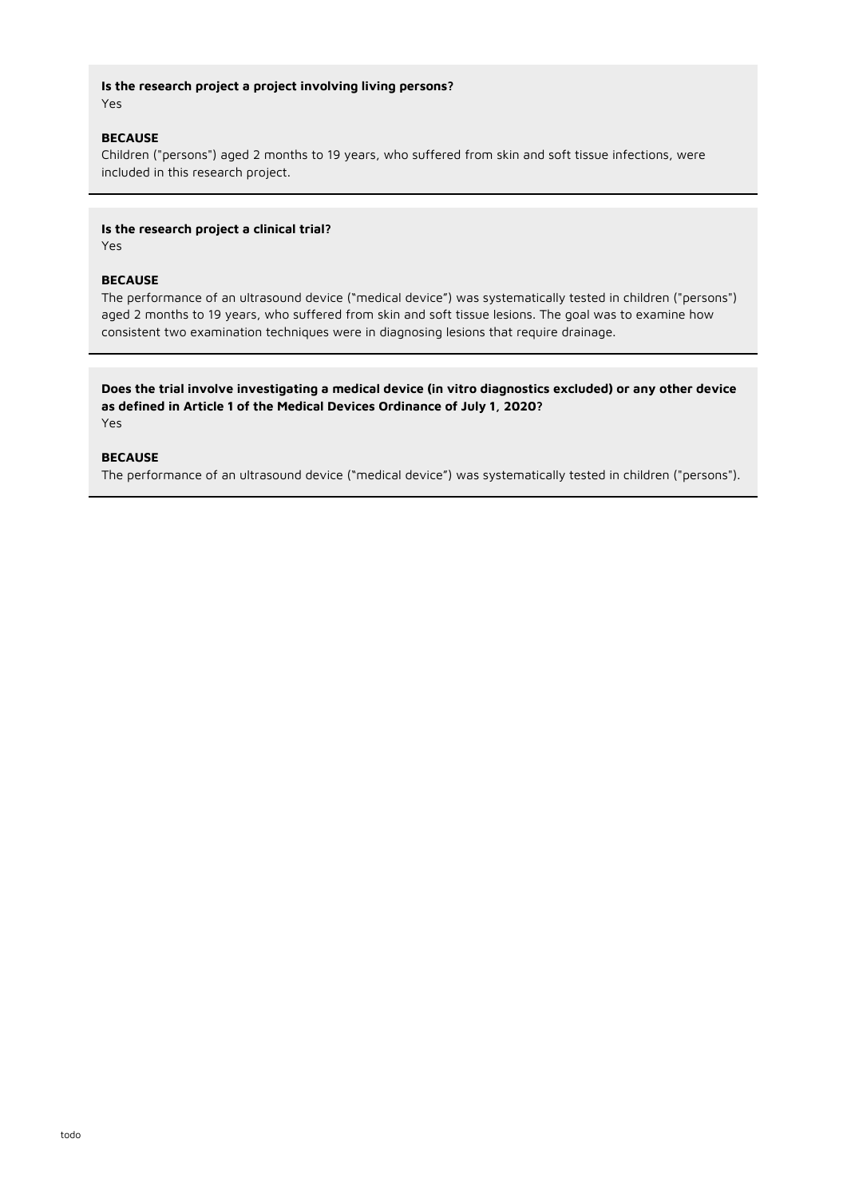**Is the research project a project involving living persons?**
Yes

**BECAUSE**
Children ("persons") aged 2 months to 19 years, who suffered from skin and soft tissue infections, were included in this research project.

---

**Is the research project a clinical trial?**
Yes

**BECAUSE**
The performance of an ultrasound device ("medical device") was systematically tested in children ("persons") aged 2 months to 19 years, who suffered from skin and soft tissue lesions. The goal was to examine how consistent two examination techniques were in diagnosing lesions that require drainage.

---

**Does the trial involve investigating a medical device (in vitro diagnostics excluded) or any other device as defined in Article 1 of the Medical Devices Ordinance of July 1, 2020?**
Yes

**BECAUSE**
The performance of an ultrasound device ("medical device") was systematically tested in children ("persons").

---

todo